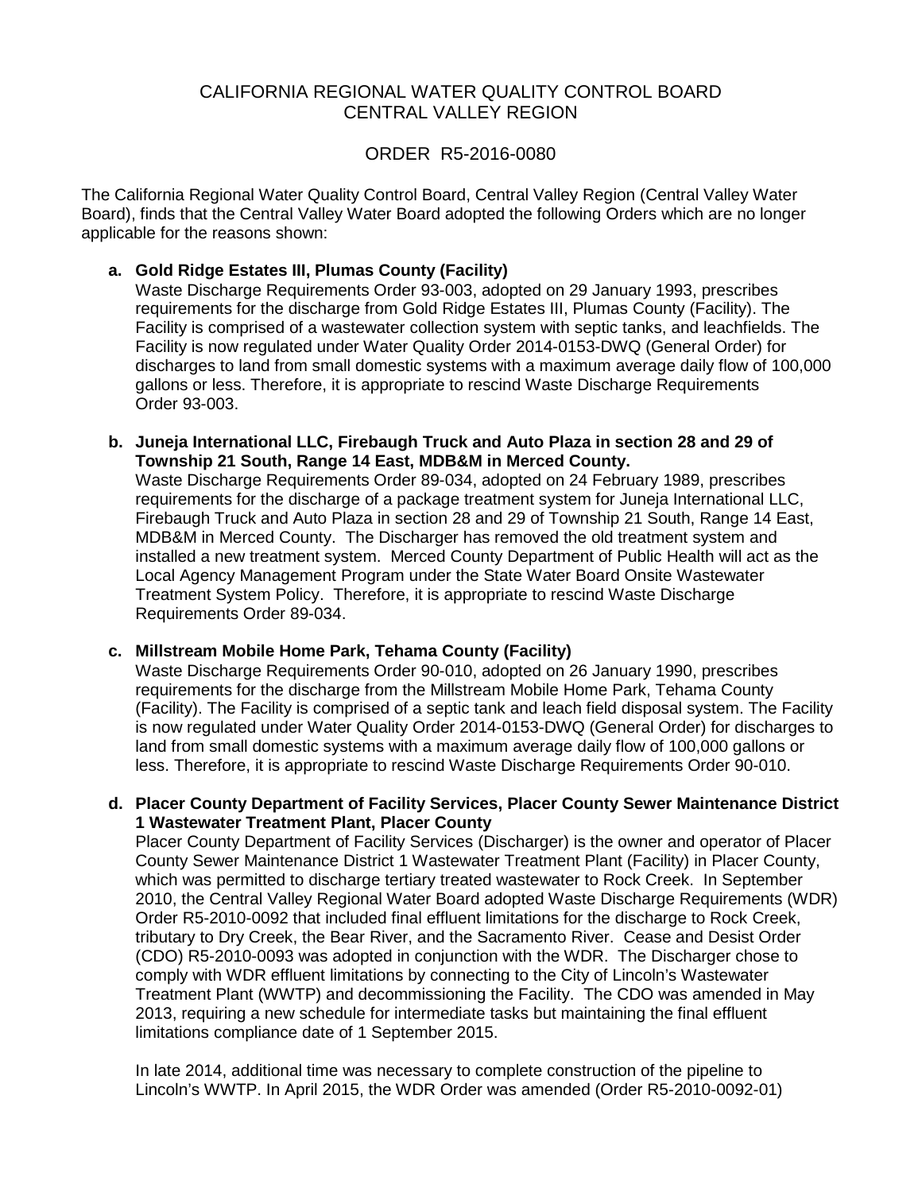CALIFORNIA REGIONAL WATER QUALITY CONTROL BOARD
CENTRAL VALLEY REGION

ORDER R5-2016-0080

The California Regional Water Quality Control Board, Central Valley Region (Central Valley Water Board), finds that the Central Valley Water Board adopted the following Orders which are no longer applicable for the reasons shown:

a. **Gold Ridge Estates III, Plumas County (Facility)**
   Waste Discharge Requirements Order 93-003, adopted on 29 January 1993, prescribes requirements for the discharge from Gold Ridge Estates III, Plumas County (Facility). The Facility is comprised of a wastewater collection system with septic tanks, and leachfields. The Facility is now regulated under Water Quality Order 2014-0153-DWQ (General Order) for discharges to land from small domestic systems with a maximum average daily flow of 100,000 gallons or less. Therefore, it is appropriate to rescind Waste Discharge Requirements Order 93-003.

b. **Juneja International LLC, Firebaugh Truck and Auto Plaza in section 28 and 29 of Township 21 South, Range 14 East, MDB&M in Merced County.**
   Waste Discharge Requirements Order 89-034, adopted on 24 February 1989, prescribes requirements for the discharge of a package treatment system for Juneja International LLC, Firebaugh Truck and Auto Plaza in section 28 and 29 of Township 21 South, Range 14 East, MDB&M in Merced County. The Discharger has removed the old treatment system and installed a new treatment system. Merced County Department of Public Health will act as the Local Agency Management Program under the State Water Board Onsite Wastewater Treatment System Policy. Therefore, it is appropriate to rescind Waste Discharge Requirements Order 89-034.

c. **Millstream Mobile Home Park, Tehama County (Facility)**
   Waste Discharge Requirements Order 90-010, adopted on 26 January 1990, prescribes requirements for the discharge from the Millstream Mobile Home Park, Tehama County (Facility). The Facility is comprised of a septic tank and leach field disposal system. The Facility is now regulated under Water Quality Order 2014-0153-DWQ (General Order) for discharges to land from small domestic systems with a maximum average daily flow of 100,000 gallons or less. Therefore, it is appropriate to rescind Waste Discharge Requirements Order 90-010.

d. **Placer County Department of Facility Services, Placer County Sewer Maintenance District 1 Wastewater Treatment Plant, Placer County**
   Placer County Department of Facility Services (Discharger) is the owner and operator of Placer County Sewer Maintenance District 1 Wastewater Treatment Plant (Facility) in Placer County, which was permitted to discharge tertiary treated wastewater to Rock Creek. In September 2010, the Central Valley Regional Water Board adopted Waste Discharge Requirements (WDR) Order R5-2010-0092 that included final effluent limitations for the discharge to Rock Creek, tributary to Dry Creek, the Bear River, and the Sacramento River. Cease and Desist Order (CDO) R5-2010-0093 was adopted in conjunction with the WDR. The Discharger chose to comply with WDR effluent limitations by connecting to the City of Lincoln's Wastewater Treatment Plant (WWTP) and decommissioning the Facility. The CDO was amended in May 2013, requiring a new schedule for intermediate tasks but maintaining the final effluent limitations compliance date of 1 September 2015.

   In late 2014, additional time was necessary to complete construction of the pipeline to Lincoln's WWTP. In April 2015, the WDR Order was amended (Order R5-2010-0092-01)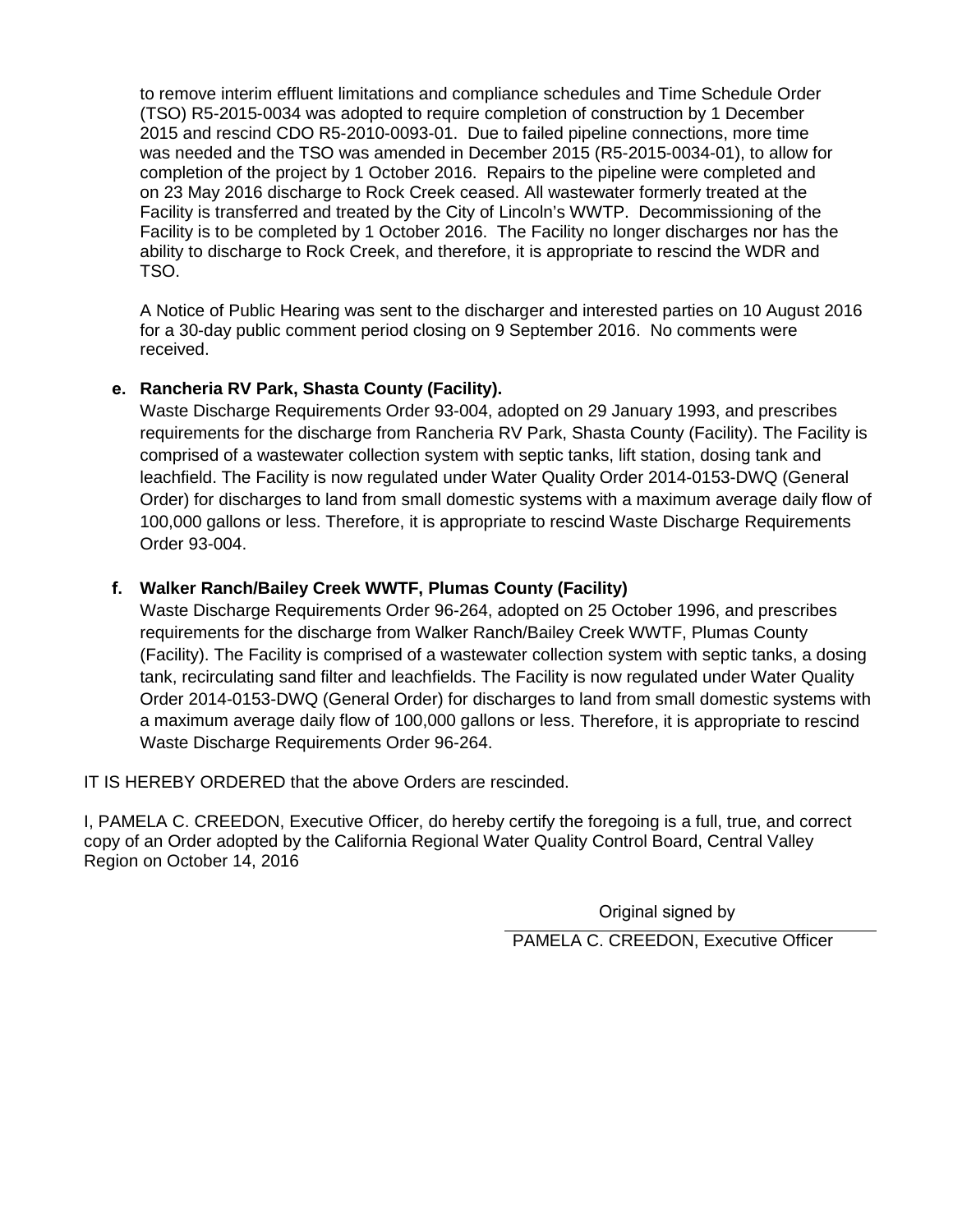to remove interim effluent limitations and compliance schedules and Time Schedule Order (TSO) R5-2015-0034 was adopted to require completion of construction by 1 December 2015 and rescind CDO R5-2010-0093-01. Due to failed pipeline connections, more time was needed and the TSO was amended in December 2015 (R5-2015-0034-01), to allow for completion of the project by 1 October 2016. Repairs to the pipeline were completed and on 23 May 2016 discharge to Rock Creek ceased. All wastewater formerly treated at the Facility is transferred and treated by the City of Lincoln's WWTP. Decommissioning of the Facility is to be completed by 1 October 2016. The Facility no longer discharges nor has the ability to discharge to Rock Creek, and therefore, it is appropriate to rescind the WDR and TSO.

A Notice of Public Hearing was sent to the discharger and interested parties on 10 August 2016 for a 30-day public comment period closing on 9 September 2016. No comments were received.

**e. Rancheria RV Park, Shasta County (Facility).**

Waste Discharge Requirements Order 93-004, adopted on 29 January 1993, and prescribes requirements for the discharge from Rancheria RV Park, Shasta County (Facility). The Facility is comprised of a wastewater collection system with septic tanks, lift station, dosing tank and leachfield. The Facility is now regulated under Water Quality Order 2014-0153-DWQ (General Order) for discharges to land from small domestic systems with a maximum average daily flow of 100,000 gallons or less. Therefore, it is appropriate to rescind Waste Discharge Requirements Order 93-004.

**f. Walker Ranch/Bailey Creek WWTF, Plumas County (Facility)**

Waste Discharge Requirements Order 96-264, adopted on 25 October 1996, and prescribes requirements for the discharge from Walker Ranch/Bailey Creek WWTF, Plumas County (Facility). The Facility is comprised of a wastewater collection system with septic tanks, a dosing tank, recirculating sand filter and leachfields. The Facility is now regulated under Water Quality Order 2014-0153-DWQ (General Order) for discharges to land from small domestic systems with a maximum average daily flow of 100,000 gallons or less. Therefore, it is appropriate to rescind Waste Discharge Requirements Order 96-264.

IT IS HEREBY ORDERED that the above Orders are rescinded.

I, PAMELA C. CREEDON, Executive Officer, do hereby certify the foregoing is a full, true, and correct copy of an Order adopted by the California Regional Water Quality Control Board, Central Valley Region on October 14, 2016

Original signed by

PAMELA C. CREEDON, Executive Officer